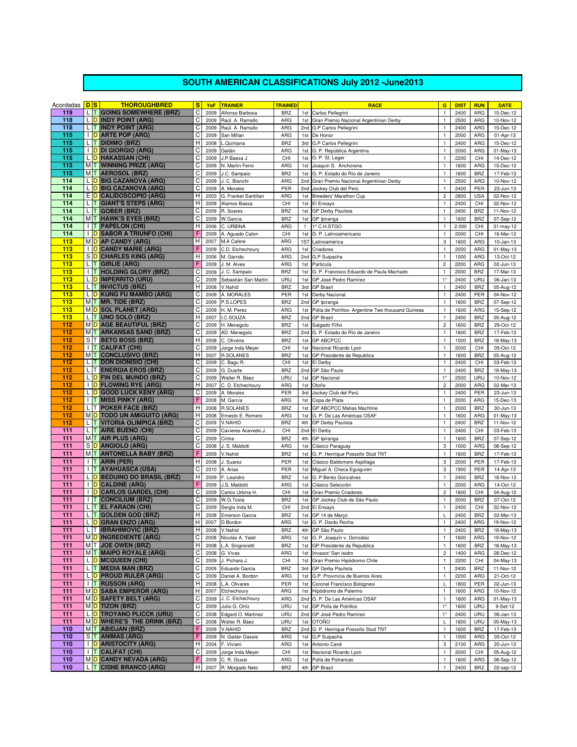# SOUTH AMERICAN CLASSIFICATIONS July 2012 -June2013

| Acordadas | D | S | THOROUGHBRED | S | YoF | TRAINER | TRAINED | | RACE | G | DIST | RUN | DATE |
|---|---|---|---|---|---|---|---|---|---|---|---|---|---|
| 119 | L | T | GOING SOMEWHERE (BRZ) | C | 2009 | Alfonso Barbosa | BRZ | 1st | Carlos Pellegrini | 1 | 2400 | ARG | 15-Dec-12 |
| 118 | L | D | INDY POINT (ARG) | C | 2009 | Raúl. A. Ramallo | ARG | 1st | Gran Premio Nacional Argentinian Derby | 1 | 2500 | ARG | 10-Nov-12 |
| 118 | L | T | INDY POINT (ARG) | C | 2009 | Raúl. A. Ramallo | ARG | 2nd | G.P Carlos Pellegrini | 1 | 2400 | ARG | 15-Dec-12 |
| 115 | I | D | ARTE POP (ARG) | C | 2009 | San Millan | ARG | 1st | De Honor | 1 | 2000 | ARG | 01-Apr-13 |
| 115 | L | T | DIDIMO (BRZ) | H | 2008 | L.Quintana | BRZ | 3rd | G.P Carlos Pellegrini | 1 | 2400 | ARG | 15-Dec-12 |
| 115 | I | D | DI GIORGIO (ARG) | C | 2009 | Gaitán | ARG | 1st | G. P. República Argentina | 1 | 2000 | ARG | 01-May-13 |
| 115 | L | D | HAKASSAN (CHI) | C | 2009 | J.P.Baeza J. | CHI | 1st | G. P. St. Leger | 1 | 2200 | CHI | 14-Dec-12 |
| 115 | M | T | WINNING PRIZE (ARG) | C | 2009 | N. Martín Ferro | ARG | 1st | Joaquín S. Anchorena | 1 | 1600 | ARG | 15-Dec-12 |
| 115 | M | T | AEROSOL (BRZ) | C | 2009 | J.C. Sampaio | BRZ | 1st | G. P. Estado do Rio de Janeiro | 1 | 1600 | BRZ | 17-Feb-13 |
| 114 | L | D | BIG CAZANOVA (ARG) | C | 2009 | J. C. Bianchi | ARG | 2nd | Gran Premio Nacional Argentinian Derby | 1 | 2500 | ARG | 10-Nov-12 |
| 114 | L | D | BIG CAZANOVA (ARG) | C | 2009 | A. Morales | PER | 2nd | Jockey Club del Perú | 1 | 2400 | PER | 23-Jun-13 |
| 114 | E | D | CALIDOSCOPIO (ARG) | H | 2003 | G. Frankel Santillan | ARG | 1st | Breeders' Marathon Cup | 2 | 2800 | USA | 02-Nov-12 |
| 114 | L | T | GIANT'S STEPS (ARG) | H | 2009 | Alamos Baeza | CHI | 1st | El Ensayo | 1 | 2400 | CHI | 02-Nov-12 |
| 114 | L | T | GOBER (BRZ) | C | 2009 | R. Soares | BRZ | 1st | GP Derby Paulista | 1 | 2400 | BRZ | 11-Nov-12 |
| 114 | M | T | HAWK'S EYES (BRZ) | C | 2009 | W.García | BRZ | 1st | GP Ipiranga | 1 | 1600 | BRZ | 07-Sep-12 |
| 114 | I | T | PAPELON (CHI) | H | 2006 | C. URBINA | ARG | 1 | 1º C.H.STGO | 1 | 2.000 | CHI | 31-may-12 |
| 114 | I | D | SABOR A TRIUNFO (CHI) | F | 2009 | A. Aguado Caton | CHI | 1st | G. P. Latinoamericano | 1 | 2000 | CHI | 16-Mar-12 |
| 113 | M | D | AP CANDY (ARG) | H | 2007 | M.A Cafere | ARG | 1ST | Latinoamérica | 3 | 1600 | ARG | 10-Jan-13 |
| 113 | I | D | CANDY MARIE (ARG) | F | 2009 | C.D. Etchechoury | ARG | 1st | Criadores | 1 | 2000 | ARG | 01-May-13 |
| 113 | S | D | CHARLES KING (ARG) | H | 2006 | M. Garrido | ARG | 2nd | G.P Suipacha | 1 | 1000 | ARG | 13-Oct-12 |
| 113 | L | T | GIRLIE (ARG) | F | 2009 | J. M. Alves | ARG | 1st | Particula | 2 | 2200 | ARG | 02-Jun-13 |
| 113 | I | T | HOLDING GLORY (BRZ) | C | 2009 | J. C. Sampaio | BRZ | 1st | G. P. Francisco Eduardo de Paula Machado | 1 | 2000 | BRZ | 17-Mar-13 |
| 113 | L | D | IMPERRITO (URU) | C | 2009 | Sebastián San Martín | URU | 1st | GP José Pedro Ramírez | 1* | 2400 | URU | 06-Jan-13 |
| 113 | L | T | INVICTUS (BRZ) | H | 2008 | V.Nahid | BRZ | 3rd | GP Brasil | 1 | 2400 | BRZ | 05-Aug-12 |
| 113 | L | D | KUNG FU MAMBO (ARG) | C | 2009 | A. MORALES | PER | 1st | Derby Nacional | 1 | 2400 | PER | 04-Nov-12 |
| 113 | M | T | MR. TIDE (BRZ) | C | 2009 | P.S.LOPES | BRZ | 2nd | GP Ipiranga | 1 | 1600 | BRZ | 07-Sep-12 |
| 113 | M | D | SOL PLANET (ARG) | C | 2009 | H. M. Perez | ARG | 1st | Polla de Potrillos- Argentine Two thousand Guineas | 1 | 1600 | ARG | 15-Sep-12 |
| 113 | L | T | UNO SOLO (BRZ) | H | 2007 | I.C.SOUZA | BRZ | 2nd | GP Brasil | 1 | 2400 | BRZ | 05-Aug-12 |
| 112 | M | D | AGE BEAUTIFUL (BRZ) | C | 2009 | H. Menegolo | BRZ | 1st | Salgado Filho | 2 | 1600 | BRZ | 29-Oct-12 |
| 112 | M | T | ARKANSAS SAND (BRZ) | C | 2009 | AD. Menegolo | BRZ | 2nd | G. P. Estado do Rio de Janeiro | 1 | 1600 | BRZ | 17-Feb-13 |
| 112 | S | T | BETO BOSS (BRZ) | H | 2008 | C. Oliveira | BRZ | 1st | GP ABCPCC | 1 | 1000 | BRZ | 18-May-13 |
| 112 | I | T | CALIFAT (CHI) | C | 2009 | Jorge Inda Meyer | CHI | 1st | Nacional Ricardo Lyon | 1 | 2000 | CHI | 05-Oct-12 |
| 112 | M | T | CONCLUSIVO (BRZ) | H | 2007 | R.SOLANES | BRZ | 1st | GP Presidente da Republica | 1 | 1600 | BRZ | 05-Aug-12 |
| 112 | L | T | DON DIONISIO (CHI) | C | 2009 | C. Bagú R. | CHI | 1st | El Derby | 1 | 2400 | CHI | 03-Feb-13 |
| 112 | L | T | ENERGIA EROS (BRZ) | C | 2009 | G. Duarte | BRZ | 2nd | GP São Paulo | 1 | 2400 | BRZ | 18-May-13 |
| 112 | L | D | FIN DEL MUNDO (BRZ) | C | 2009 | Walter R. Báez | URU | 1st | GP Nacional | 1* | 2500 | URU | 10-Nov-12 |
| 112 | I | D | FLOWING RYE (ARG) | H | 2007 | C. D. Etchechoury | ARG | 1st | Otoño | 2 | 2000 | ARG | 02-Mar-13 |
| 112 | L | D | GOOD LUCK KENY (ARG) | C | 2009 | A. Morales | PER | 3rd | Jockey Club del Perú | 1 | 2400 | PER | 23-Jun-13 |
| 112 | I | T | MISS PINKY (ARG) | F | 2008 | M. García | ARG | 1st | Copa de Plata | 1 | 2000 | ARG | 15-Dec-13 |
| 112 | L | T | POKER FACE (BRZ) | H | 2008 | R.SOLANES | BRZ | 1st | GP ABCPCC Matias Machline | 1 | 2000 | BRZ | 30-Jun-13 |
| 112 | M | D | TODO UN AMIGUITO (ARG) | H | 2008 | Ernesto E. Romero | ARG | 1st | G. P. De Las Américas OSAF | 1 | 1600 | ARG | 01-May-13 |
| 112 | L | T | VITORIA OLIMPICA (BRZ) | C | 2009 | V.NAHID | BRZ | 4th | GP Derby Paulista | 1 | 2400 | BRZ | 11-Nov-12 |
| 111 | L | T | AIRE BUENO /CHI) | C | 2009 | Cavieres Acevedo J. | CHI | 2nd | El Derby | 1 | 2400 | CHI | 03-Feb-13 |
| 111 | M | T | AIR PLUS (ARG) | C | 2009 | Cintra | BRZ | 4th | GP Ipiranga | 1 | 1600 | BRZ | 07-Sep-12 |
| 111 | S | D | ANGIOLO (ARG) | C | 2008 | J. S. Maldotti | ARG | 1st | Clásico Paraguay | 3 | 1000 | ARG | 08-Sep-12 |
| 111 | M | T | ANTONELLA BABY (BRZ) | F | 2009 | V.Nahid | BRZ | 1st | G. P. Henrique Possollo Stud TNT | 1 | 1600 | BRZ | 17-Feb-13 |
| 111 | I | T | ARIN (PER) | H | 2008 | J. Suarez | PER | 1st | Clásico Baldomero Aspillaga | 3 | 2000 | PER | 17-Feb-13 |
| 111 | I | T | AYAHUASCA (USA) | C | 2010 | A. Arias | PER | 1st | Miguel A. Checa Eguiguren | 3 | 1900 | PER | 14-Apr-13 |
| 111 | L | D | BEDUINO DO BRASIL (BRZ) | H | 2009 | F. Leandro | BRZ | 1st | G. P Bento Goncalves | 1 | 2400 | BRZ | 18-Nov-12 |
| 111 | I | D | CALDINE (ARG) | F | 2009 | J.S. Maldotti | ARG | 1st | Clásico Selección | 1 | 2000 | ARG | 14-Oct-12 |
| 111 | I | D | CARLOS GARDEL (CHI) | C | 2009 | Carlos Urbina H. | CHI | 1st | Gran Premio Criadores | 2 | 1600 | CHI | 04-Aug-12 |
| 111 | I | T | CONCILIUM (BRZ) | C | 2009 | W.G.Tosta | BRZ | 1st | GP Jockey Club de São Paulo | 1 | 2000 | BRZ | 07-Oct-12 |
| 111 | L | T | EL FARAON (CHI) | C | 2009 | Sergio Inda M. | CHI | 2nd | El Ensayo | 1 | 2400 | CHI | 02-Nov-12 |
| 111 | L | T | GOLDEN GOD (BRZ) | H | 2008 | Emerson Garcia | BRZ | 1st | GP 14 de Março | L | 2400 | BRZ | 02-Mar-13 |
| 111 | L | D | GRAN ENZO (ARG) | H | 2007 | D.Bordon | ARG | 1st | G. P. Dardo Rocha | 1 | 2400 | ARG | 19-Nov-12 |
| 111 | L | T | IBRAHIMOVIC (BRZ) | H | 2008 | V.Nahid | BRZ | 4th | GP São Paulo | 1 | 2400 | BRZ | 18-May-13 |
| 111 | M | D | INGREDIENTE (ARG) | C | 2008 | Nicolás A. Yalet | ARG | 1st | G. P. Joaquín v. González | 1 | 1600 | ARG | 19-Nov-12 |
| 111 | M | T | JOE OWEN (BRZ) | H | 2008 | L.A. Singnoretti | BRZ | 1st | GP Presidente da Republica | 1 | 1600 | BRZ | 18-May-13 |
| 111 | M | T | MAIPO ROYALE (ARG) | C | 2008 | G. Vivas | ARG | 1st | Invasor/ San Isidro | 2 | 1400 | ARG | 28-Dec-12 |
| 111 | L | D | MCQUEEN (CHI) | C | 2009 | J. Pichara J. | CHI | 1st | Gran Premio Hipódromo Chile | 1 | 2200 | CHI | 04-May-13 |
| 111 | L | T | MEDIA MAN (BRZ) | C | 2009 | Eduardo Garcia | BRZ | 3rd | GP Derby Paulista | 1 | 2400 | BRZ | 11-Nov-12 |
| 111 | L | D | PROUD RULER (ARG) | C | 2009 | Daniel A. Bordon | ARG | 1st | G.P. Provincia de Buenos Aires | 1 | 2200 | ARG | 21-Oct-12 |
| 111 | I | T | RUSSON (ARG) | H | 2008 | L.A. Olivares | PER | 1st | Coronel Francisco Bolognesi | L | 1800 | PER | 02-Jun-13 |
| 111 | M | D | SABA EMPEROR (ARG) | H | 2007 | Etchechoury | ARG | 1st | Hipódromo de Palermo | 1 | 1600 | ARG | 10-Nov-12 |
| 111 | M | D | SAFETY BELT (ARG) | C | 2009 | J. C. Etchechoury | ARG | 2nd | G. P. De Las Américas OSAF | 1 | 1600 | ARG | 01-May-13 |
| 111 | M | D | TIZON (BRZ) | C | 2009 | Julio G. Ortíz | URU | 1st | GP Polla de Potrillos | 1* | 1600 | URU | 9-Set-12 |
| 111 | L | D | TROYANO PLICCK (URU) | C | 2008 | Edgard O. Martinez | URU | 2nd | GP José Pedro Ramírez | 1* | 2400 | URU | 06-Jan-13 |
| 111 | M | D | WHERE'S THE DRINK (BRZ) | C | 2008 | Walter R. Báez | URU | 1st | OTOÑO | L | 1600 | URU | 05-May-13 |
| 110 | M | T | ABIDJAN (BRZ) | F | 2009 | V.NAHID | BRZ | 2nd | G. P. Henrique Possollo Stud TNT | 1 | 1600 | BRZ | 17-Feb-13 |
| 110 | S | T | ANIMAS (ARG) | F | 2009 | N. Gaitán Dassie | ARG | 1st | G.P Suipacha | 1 | 1000 | ARG | 05-Oct-12 |
| 110 | I | D | ARISTOCITY (ARG) | H | 2004 | F. Viviani | ARG | 1st | Antonio Cané | 3 | 2100 | ARG | 20-Jun-13 |
| 110 | I | T | CALIFAT (CHI) | C | 2009 | Jorge Inda Meyer | CHI | 1st | Nacional Ricardo Lyon | 1 | 2000 | CHI | 05-Aug-12 |
| 110 | M | D | CANDY NEVADA (ARG) | F | 2009 | C. R. Giussi | ARG | 1st | Polla de Potrancas | 1 | 1600 | ARG | 08-Sep-12 |
| 110 | L | T | CISNE BRANCO (ARG) | H | 2007 | R. Morgado Neto | BRZ | 4th | GP Brasil | 1 | 2400 | BRZ | 02-sep-12 |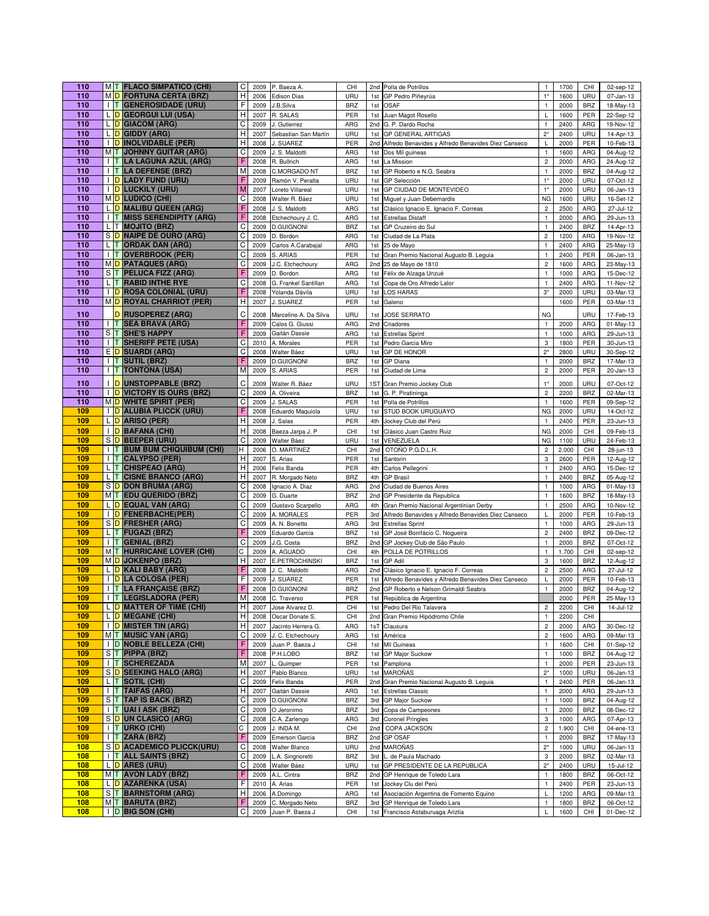| 110 | M | T | FLACO SIMPATICO (CHI) | C | 2009 | P. Baeza A. | CHI | 2nd | Polla de Potrillos | 1 | 1700 | CHI | 02-sep-12 |
|---|---|---|---|---|---|---|---|---|---|---|---|---|---|
| 110 | M | D | FORTUNA CERTA (BRZ) | H | 2006 | Edison Dias | URU | 1st | GP Pedro Piñeyrúa | 1* | 1600 | URU | 07-Jan-13 |
| 110 | I | T | GENEROSIDADE (URU) | F | 2009 | J.B.Silva | BRZ | 1st | OSAF | 1 | 2000 | BRZ | 18-May-13 |
| 110 | L | D | GEORGUI LUI (USA) | H | 2007 | R. SALAS | PER | 1st | Juan Magot Rosello | L | 1600 | PER | 22-Sep-12 |
| 110 | L | D | GIACOM (ARG) | C | 2009 | J. Gutierrez | ARG | 2nd | G. P. Dardo Rocha | 1 | 2400 | ARG | 19-Nov-12 |
| 110 | L | D | GIDDY (ARG) | H | 2007 | Sebastian San Martín | URU | 1st | GP GENERAL ARTIGAS | 2* | 2400 | URU | 14-Apr-13 |
| 110 | I | D | INOLVIDABLE (PER) | H | 2008 | J. SUAREZ | PER | 2nd | Alfredo Benavides y Alfredo Benavides Diez Canseco | L | 2000 | PER | 10-Feb-13 |
| 110 | M | T | JOHNNY GUITAR (ARG) | C | 2009 | J. S. Maldotti | ARG | 1st | Dos Mil guineas | 1 | 1600 | ARG | 04-Aug-12 |
| 110 | I | T | LA LAGUNA AZUL (ARG) | F | 2008 | R. Bullrich | ARG | 1st | La Mission | 2 | 2000 | ARG | 24-Aug-12 |
| 110 | I | T | LA DEFENSE (BRZ) | M | 2008 | C.MORGADO NT | BRZ | 1st | GP Roberto e N.G. Seabra | 1 | 2000 | BRZ | 04-Aug-12 |
| 110 | I | D | LADY FUND (URU) | F | 2009 | Ramón V. Peralta | URU | 1st | GP Selección | 1* | 2000 | URU | 07-Oct-12 |
| 110 | I | D | LUCKILY (URU) | M | 2007 | Loreto Villareal | URU | 1st | GP CIUDAD DE MONTEVIDEO | 1* | 2000 | URU | 06-Jan-13 |
| 110 | M | D | LUDICO (CHI) | C | 2008 | Walter R. Báez | URU | 1st | Miguel y Juan Debernardis | NG | 1600 | URU | 16-Set-12 |
| 110 | L | D | MALIBU QUEEN (ARG) | F | 2008 | J. S. Maldotti | ARG | 1st | Clásico Ignacio E. Ignacio F. Correas | 2 | 2500 | ARG | 27-Jul-12 |
| 110 | I | T | MISS SERENDIPITY (ARG) | F | 2008 | Etchechoury J. C. | ARG | 1st | Estrellas Distaff | 1 | 2000 | ARG | 29-Jun-13 |
| 110 | L | T | MOJITO (BRZ) | C | 2009 | D.GUIGNONI | BRZ | 1st | GP Cruzeiro do Sul | 1 | 2400 | BRZ | 14-Apr-13 |
| 110 | S | D | NAIPE DE OURO (ARG) | C | 2009 | D. Bordon | ARG | 1st | Ciudad de La Plata | 2 | 1200 | ARG | 19-Nov-12 |
| 110 | L | T | ORDAK DAN (ARG) | C | 2009 | Carlos A.Carabajal | ARG | 1st | 25 de Mayo | 1 | 2400 | ARG | 25-May-13 |
| 110 | I | T | OVERBROOK (PER) | C | 2009 | S. ARIAS | PER | 1st | Gran Premio Nacional Augusto B. Leguia | 1 | 2400 | PER | 06-Jan-13 |
| 110 | M | D | PATAQUES (ARG) | C | 2009 | J.C. Etchechoury | ARG | 2nd | 25 de Mayo de 1810 | 2 | 1600 | ARG | 23-May-13 |
| 110 | S | T | PELUCA FIZZ (ARG) | F | 2009 | D. Bordon | ARG | 1st | Félix de Alzaga Unzué | 1 | 1000 | ARG | 15-Dec-12 |
| 110 | L | T | RABID INTHE RYE | C | 2008 | G. Frankel Santillan | ARG | 1st | Copa de Oro Alfredo Lalor | 1 | 2400 | ARG | 11-Nov-12 |
| 110 | I | D | ROSA COLONIAL (URU) | F | 2008 | Yolanda Dávila | URU | 1st | LOS HARAS | 3* | 2000 | URU | 03-Mar-13 |
| 110 | M | D | ROYAL CHARRIOT (PER) | H | 2007 | J. SUAREZ | PER | 1st | Galeno | | 1600 | PER | 03-Mar-13 |
| 110 | | D | RUSOPEREZ (ARG) | C | 2008 | Marcelino A. Da Silva | URU | 1st | JOSE SERRATO | NG | | URU | 17-Feb-13 |
| 110 | I | T | SEA BRAVA (ARG) | F | 2009 | Calos G. Giussi | ARG | 2nd | Criadores | 1 | 2000 | ARG | 01-May-13 |
| 110 | S | T | SHE'S HAPPY | F | 2009 | Gaitán Dassie | ARG | 1st | Estrellas Sprint | 1 | 1000 | ARG | 29-Jun-13 |
| 110 | I | T | SHERIFF PETE (USA) | C | 2010 | A. Morales | PER | 1st | Pedro Garcia Miro | 3 | 1800 | PER | 30-Jun-13 |
| 110 | E | D | SUARDI (ARG) | C | 2008 | Walter Báez | URU | 1st | GP DE HONOR | 2* | 2800 | URU | 30-Sep-12 |
| 110 | I | T | SUTIL (BRZ) | F | 2009 | D.GUIGNONI | BRZ | 1st | GP Diana | 1 | 2000 | BRZ | 17-Mar-13 |
| 110 | I | T | TONTONA (USA) | M | 2009 | S. ARIAS | PER | 1st | Ciudad de Lima | 2 | 2000 | PER | 20-Jan-13 |
| 110 | I | D | UNSTOPPABLE (BRZ) | C | 2009 | Walter R. Báez | URU | 1ST | Gran Premio Jockey Club | 1* | 2000 | URU | 07-Oct-12 |
| 110 | I | D | VICTORY IS OURS (BRZ) | C | 2009 | A. Oliveira | BRZ | 1st | G. P. Piratininga | 2 | 2200 | BRZ | 02-Mar-13 |
| 110 | M | D | WHITE SPIRIT (PER) | C | 2009 | J. SALAS | PER | 1st | Polla de Potrillos | 1 | 1600 | PER | 09-Sep-12 |
| 109 | I | D | ALUBIA PLICCK (URU) | F | 2008 | Eduardo Maquiola | URU | 1st | STUD BOOK URUGUAYO | NG | 2000 | URU | 14-Oct-12 |
| 109 | L | D | ARISO (PER) | H | 2008 | J. Salas | PER | 4th | Jockey Club del Perú | 1 | 2400 | PER | 23-Jun-13 |
| 109 | I | D | BAFANA (CHI) | H | 2008 | Baeza Jarpa J. P | CHI | 1st | Clásico Juan Castro Ruiz | NG | 2000 | CHI | 09-Feb-13 |
| 109 | S | D | BEEPER (URU) | C | 2009 | Walter Báez | URU | 1st | VENEZUELA | NG | 1100 | URU | 24-Feb-13 |
| 109 | I | T | BUM BUM CHIQUIBUM (CHI) | H | 2006 | O. MARTINEZ | CHI | 2nd | OTOÑO P.G.D.L.H. | 2 | 2.000 | CHI | 28-jun-13 |
| 109 | I | T | CALYPSO (PER) | H | 2007 | S. Arias | PER | 1st | Santorin | 3 | 2600 | PER | 12-Aug-12 |
| 109 | L | T | CHISPEAO (ARG) | H | 2006 | Felix Banda | PER | 4th | Carlos Pellegrini | 1 | 2400 | ARG | 15-Dec-12 |
| 109 | L | T | CISNE BRANCO (ARG) | H | 2007 | R. Morgado Neto | BRZ | 4th | GP Brasil | 1 | 2400 | BRZ | 05-Aug-12 |
| 109 | S | D | DON BRUMA (ARG) | C | 2008 | Ignacio A. Diaz | ARG | 2nd | Ciudad de Buenos Aires | 1 | 1000 | ARG | 01-May-13 |
| 109 | M | T | EDU QUERIDO (BRZ) | C | 2009 | G. Duarte | BRZ | 2nd | GP Presidente da Republica | 1 | 1600 | BRZ | 18-May-13 |
| 109 | L | D | EQUAL VAN (ARG) | C | 2009 | Gustavo Scarpello | ARG | 4th | Gran Premio Nacional Argentinian Derby | 1 | 2500 | ARG | 10-Nov-12 |
| 109 | I | D | FENERBACHE(PER) | C | 2009 | A. MORALES | PER | 3rd | Alfredo Benavides y Alfredo Benavides Diez Canseco | L | 2000 | PER | 10-Feb-13 |
| 109 | S | D | FRESHER (ARG) | C | 2009 | A. N. Bonetto | ARG | 3rd | Estrellas Sprint | 1 | 1000 | ARG | 29-Jun-13 |
| 109 | L | T | FUGAZI (BRZ) | F | 2009 | Eduardo Garcia | BRZ | 1st | GP José Bonifácio C. Nogueira | 2 | 2400 | BRZ | 09-Dec-12 |
| 109 | I | T | GENIAL (BRZ) | C | 2009 | J.G. Costa | BRZ | 2nd | GP Jockey Club de São Paulo | 1 | 2000 | BRZ | 07-Oct-12 |
| 109 | M | T | HURRICANE LOVER (CHI) | C | 2009 | A. AGUADO | CHI | 4th | POLLA DE POTRILLOS | 1 | 1.700 | CHI | 02-sep-12 |
| 109 | M | D | JOKENPO (BRZ) | H | 2007 | E.PETROCHINSKI | BRZ | 1st | GP Adil | 3 | 1600 | BRZ | 12-Aug-12 |
| 109 | L | D | KALI BABY (ARG) | F | 2008 | J. C. Maldotti | ARG | 2nd | Clásico Ignacio E. Ignacio F. Correas | 2 | 2500 | ARG | 27-Jul-12 |
| 109 | I | D | LA COLOSA (PER) | F | 2009 | J. SUAREZ | PER | 1st | Alfredo Benavides y Alfredo Benavides Diez Canseco | L | 2000 | PER | 10-Feb-13 |
| 109 | I | T | LA FRANÇAISE (BRZ) | F | 2009 | D.GUIGNONI | BRZ | 2nd | GP Roberto e Nelson Grimaldi Seabra | 1 | 2000 | BRZ | 04-Aug-12 |
| 109 | I | T | LEGISLADORA (PER) | M | 2008 | C. Traverso | PER | 1st | República de Argentina | | 2000 | PER | 25-May-13 |
| 109 | L | D | MATTER OF TIME (CHI) | H | 2007 | Jose Alvarez D. | CHI | 1st | Pedro Del Rio Talavera | 2 | 2200 | CHI | 14-Jul-12 |
| 109 | L | D | MEGANE (CHI) | H | 2008 | Oscar Donate S. | CHI | 2nd | Gran Premio Hipódromo Chile | 1 | 2200 | CHI | |
| 109 | I | D | MISTER TIN (ARG) | H | 2007 | Jacinto Herrera G. | ARG | 1sT | Clausura | 2 | 2000 | ARG | 30-Dec-12 |
| 109 | M | T | MUSIC VAN (ARG) | C | 2009 | J. C. Etchechoury | ARG | 1st | América | 2 | 1600 | ARG | 09-Mar-13 |
| 109 | I | D | NOBLE BELLEZA (CHI) | F | 2009 | Juan P. Baeza J | CHI | 1st | Mil Guineas | 1 | 1600 | CHI | 01-Sep-12 |
| 109 | S | T | PIPPA (BRZ) | F | 2008 | P.H.LOBO | BRZ | 1st | GP Major Suckow | 1 | 1000 | BRZ | 04-Aug-12 |
| 109 | I | T | SCHEREZADA | M | 2007 | L. Quimper | PER | 1st | Pamplona | 1 | 2000 | PER | 23-Jun-13 |
| 109 | S | D | SEEKING HALO (ARG) | H | 2007 | Pablo Blanco | URU | 1st | MAROÑAS | 2* | 1000 | URU | 06-Jan-13 |
| 109 | L | T | SOTIL (CHI) | C | 2009 | Felix Banda | PER | 2nd | Gran Premio Nacional Augusto B. Leguia | 1 | 2400 | PER | 06-Jan-13 |
| 109 | I | T | TAIFAS (ARG) | H | 2007 | Gaitán Dassie | ARG | 1st | Estrellas Classic | 1 | 2000 | ARG | 29-Jun-13 |
| 109 | S | T | TAP IS BACK (BRZ) | C | 2009 | D.GUIGNONI | BRZ | 3rd | GP Major Suckow | 1 | 1000 | BRZ | 04-Aug-12 |
| 109 | I | T | UAI I ASK (BRZ) | C | 2009 | O Jeronimo | BRZ | 3rd | Copa de Campeones | 1 | 2000 | BRZ | 08-Dec-12 |
| 109 | S | D | UN CLASICO (ARG) | C | 2008 | C.A. Zarlengo | ARG | 3rd | Coronel Pringles | 3 | 1000 | ARG | 07-Apr-13 |
| 109 | I | T | URKO (CHI) | C | 2009 | J. INDA M. | CHI | 2nd | COPA JACKSON | 2 | 1.900 | CHI | 04-ene-13 |
| 109 | I | T | ZARA (BRZ) | F | 2009 | Emerson Garcia | BRZ | 2nd | GP OSAF | 1 | 2000 | BRZ | 17-May-13 |
| 108 | S | D | ACADEMICO PLICCK(URU) | C | 2008 | Walter Blanco | URU | 2nd | MAROÑAS | 2* | 1000 | URU | 06-Jan-13 |
| 108 | I | T | ALL SAINTS (BRZ) | C | 2009 | L.A. Singnoretti | BRZ | 3rd | L. de Paula Machado | 3 | 2000 | BRZ | 02-Mar-13 |
| 108 | L | D | ARES (URU) | C | 2008 | Walter Báez | URU | 1st | GP PRESIDENTE DE LA REPUBLICA | 2* | 2400 | URU | 15-Jul-12 |
| 108 | M | T | AVON LADY (BRZ) | F | 2009 | A.L. Cintra | BRZ | 2nd | GP Henrique de Toledo Lara | 1 | 1800 | BRZ | 06-Oct-12 |
| 108 | L | D | AZARENKA (USA) | F | 2010 | A. Arias | PER | 1st | Jockey Clu del Perú | 1 | 2400 | PER | 23-Jun-13 |
| 108 | S | T | BARNSTORM (ARG) | H | 2006 | A.Domingo | ARG | 1st | Asociación Argentina de Fomento Equino | L | 1200 | ARG | 09-Mar-13 |
| 108 | M | T | BARUTA (BRZ) | F | 2009 | C. Morgado Neto | BRZ | 3rd | GP Henrique de Toledo Lara | 1 | 1800 | BRZ | 06-Oct-12 |
| 108 | I | D | BIG SON (CHI) | C | 2009 | Juan P. Baeza J | CHI | 1st | Francisco Astaburuaga Ariztia | L | 1600 | CHI | 01-Dec-12 |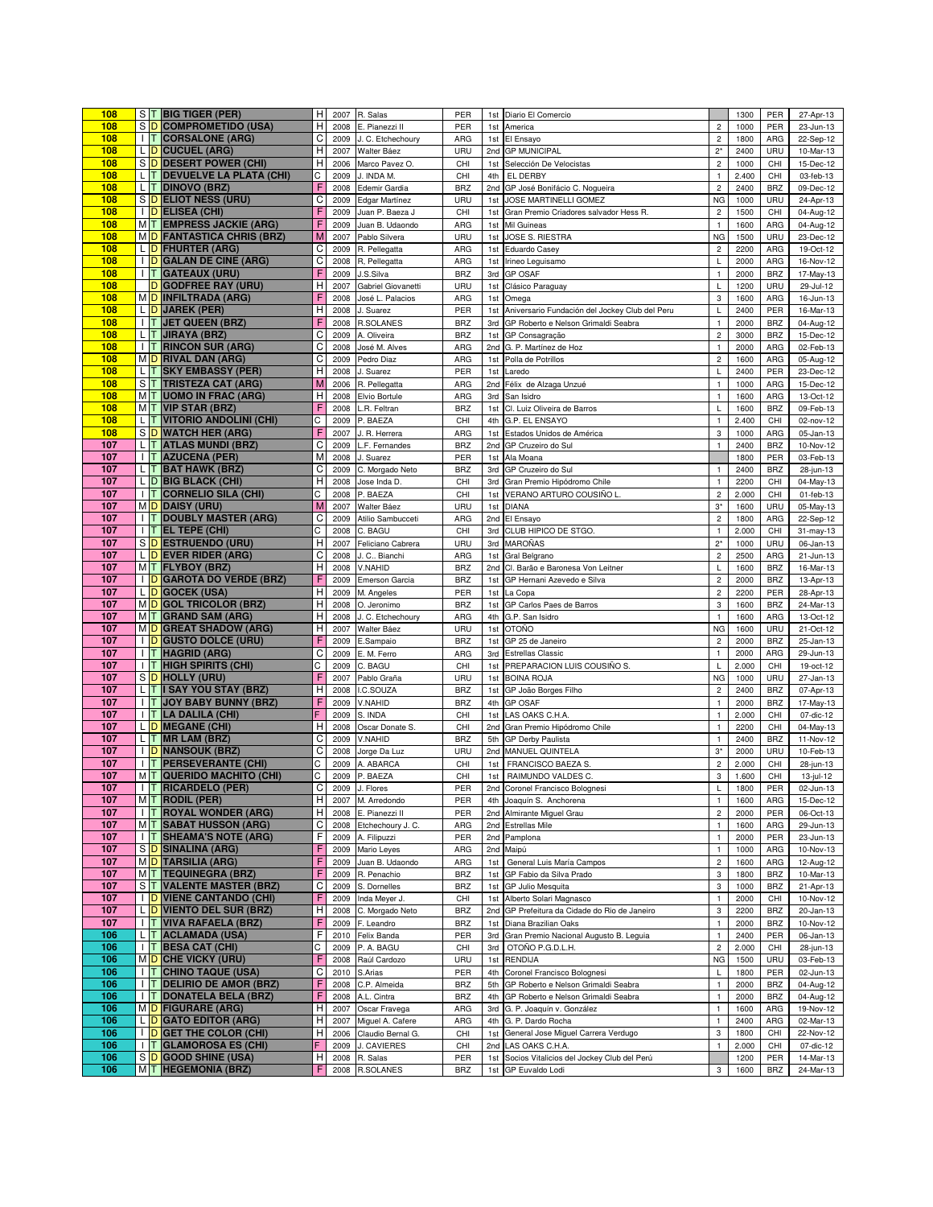| Rating | | | Horse | Sex | Year | Trainer | Country | Pos | Race | Grade | Distance | Country | Date |
|---|---|---|---|---|---|---|---|---|---|---|---|---|---|
| 108 | S | T | BIG TIGER (PER) | H | 2007 | R. Salas | PER | 1st | Diario El Comercio | | 1300 | PER | 27-Apr-13 |
| 108 | S | D | COMPROMETIDO (USA) | H | 2008 | E. Pianezzi II | PER | 1st | America | 2 | 1000 | PER | 23-Jun-13 |
| 108 | I | T | CORSALONE (ARG) | C | 2009 | J. C. Etchechoury | ARG | 1st | El Ensayo | 2 | 1800 | ARG | 22-Sep-12 |
| 108 | L | D | CUCUEL (ARG) | H | 2007 | Walter Báez | URU | 2nd | GP MUNICIPAL | 2* | 2400 | URU | 10-Mar-13 |
| 108 | S | D | DESERT POWER (CHI) | H | 2006 | Marco Pavez O. | CHI | 1st | Selección De Velocistas | 2 | 1000 | CHI | 15-Dec-12 |
| 108 | L | T | DEVUELVE LA PLATA (CHI) | C | 2009 | J. INDA M. | CHI | 4th | EL DERBY | 1 | 2.400 | CHI | 03-feb-13 |
| 108 | L | T | DINOVO (BRZ) | F | 2008 | Edemir Gardia | BRZ | 2nd | GP José Bonifácio C. Nogueira | 2 | 2400 | BRZ | 09-Dec-12 |
| 108 | S | D | ELIOT NESS (URU) | C | 2009 | Edgar Martínez | URU | 1st | JOSE MARTINELLI GOMEZ | NG | 1000 | URU | 24-Apr-13 |
| 108 | I | D | ELISEA (CHI) | F | 2009 | Juan P. Baeza J | CHI | 1st | Gran Premio Criadores salvador Hess R. | 2 | 1500 | CHI | 04-Aug-12 |
| 108 | M | T | EMPRESS JACKIE (ARG) | F | 2009 | Juan B. Udaondo | ARG | 1st | Mil Guineas | 1 | 1600 | ARG | 04-Aug-12 |
| 108 | M | D | FANTASTICA CHRIS (BRZ) | M | 2007 | Pablo Silvera | URU | 1st | JOSE S. RIESTRA | NG | 1500 | URU | 23-Dec-12 |
| 108 | L | D | FHURTER (ARG) | C | 2009 | R. Pellegatta | ARG | 1st | Eduardo Casey | 2 | 2200 | ARG | 19-Oct-12 |
| 108 | I | D | GALAN DE CINE (ARG) | C | 2008 | R. Pellegatta | ARG | 1st | Irineo Leguisamo | L | 2000 | ARG | 16-Nov-12 |
| 108 | I | T | GATEAUX (URU) | F | 2009 | J.S.Silva | BRZ | 3rd | GP OSAF | 1 | 2000 | BRZ | 17-May-13 |
| 108 | | D | GODFREE RAY (URU) | H | 2007 | Gabriel Giovanetti | URU | 1st | Clásico Paraguay | L | 1200 | URU | 29-Jul-12 |
| 108 | M | D | INFILTRADA (ARG) | F | 2008 | José L. Palacios | ARG | 1st | Omega | 3 | 1600 | ARG | 16-Jun-13 |
| 108 | L | D | JAREK (PER) | H | 2008 | J. Suarez | PER | 1st | Aniversario Fundación del Jockey Club del Peru | L | 2400 | PER | 16-Mar-13 |
| 108 | I | T | JET QUEEN (BRZ) | F | 2008 | R.SOLANES | BRZ | 3rd | GP Roberto e Nelson Grimaldi Seabra | 1 | 2000 | BRZ | 04-Aug-12 |
| 108 | L | T | JIRAYA (BRZ) | C | 2009 | A. Oliveira | BRZ | 1st | GP Consagração | 2 | 3000 | BRZ | 15-Dec-12 |
| 108 | I | T | RINCON SUR (ARG) | C | 2008 | José M. Alves | ARG | 2nd | G. P. Martínez de Hoz | 1 | 2000 | ARG | 02-Feb-13 |
| 108 | M | D | RIVAL DAN (ARG) | C | 2009 | Pedro Diaz | ARG | 1st | Polla de Potrillos | 2 | 1600 | ARG | 05-Aug-12 |
| 108 | L | T | SKY EMBASSY (PER) | H | 2008 | J. Suarez | PER | 1st | Laredo | L | 2400 | PER | 23-Dec-12 |
| 108 | S | T | TRISTEZA CAT (ARG) | M | 2006 | R. Pellegatta | ARG | 2nd | Félix de Alzaga Unzué | 1 | 1000 | ARG | 15-Dec-12 |
| 108 | M | T | UOMO IN FRAC (ARG) | H | 2008 | Elvio Bortule | ARG | 3rd | San Isidro | 1 | 1600 | ARG | 13-Oct-12 |
| 108 | M | T | VIP STAR (BRZ) | F | 2008 | L.R. Feltran | BRZ | 1st | Cl. Luiz Oliveira de Barros | L | 1600 | BRZ | 09-Feb-13 |
| 108 | L | T | VITORIO ANDOLINI (CHI) | C | 2009 | P. BAEZA | CHI | 4th | G.P. EL ENSAYO | 1 | 2.400 | CHI | 02-nov-12 |
| 108 | S | D | WATCH HER (ARG) | F | 2007 | J. R. Herrera | ARG | 1st | Estados Unidos de América | 3 | 1000 | ARG | 05-Jan-13 |
| 107 | L | T | ATLAS MUNDI (BRZ) | C | 2009 | L.F. Fernandes | BRZ | 2nd | GP Cruzeiro do Sul | 1 | 2400 | BRZ | 10-Nov-12 |
| 107 | I | T | AZUCENA (PER) | M | 2008 | J. Suarez | PER | 1st | Ala Moana | | 1800 | PER | 03-Feb-13 |
| 107 | L | T | BAT HAWK (BRZ) | C | 2009 | C. Morgado Neto | BRZ | 3rd | GP Cruzeiro do Sul | 1 | 2400 | BRZ | 28-jun-13 |
| 107 | L | D | BIG BLACK (CHI) | H | 2008 | Jose Inda D. | CHI | 3rd | Gran Premio Hipódromo Chile | 1 | 2200 | CHI | 04-May-13 |
| 107 | I | T | CORNELIO SILA (CHI) | C | 2008 | P. BAEZA | CHI | 1st | VERANO ARTURO COUSIÑO L. | 2 | 2.000 | CHI | 01-feb-13 |
| 107 | M | D | DAISY (URU) | M | 2007 | Walter Báez | URU | 1st | DIANA | 3* | 1600 | URU | 05-May-13 |
| 107 | I | T | DOUBLY MASTER (ARG) | C | 2009 | Atilio Sambucceti | ARG | 2nd | El Ensayo | 2 | 1800 | ARG | 22-Sep-12 |
| 107 | I | T | EL TEPE (CHI) | C | 2008 | C. BAGU | CHI | 3rd | CLUB HIPICO DE STGO. | 1 | 2.000 | CHI | 31-may-13 |
| 107 | S | D | ESTRUENDO (URU) | H | 2007 | Feliciano Cabrera | URU | 3rd | MAROÑAS | 2* | 1000 | URU | 06-Jan-13 |
| 107 | L | D | EVER RIDER (ARG) | C | 2008 | J. C.. Bianchi | ARG | 1st | Gral Belgrano | 2 | 2500 | ARG | 21-Jun-13 |
| 107 | M | T | FLYBOY (BRZ) | H | 2008 | V.NAHID | BRZ | 2nd | Cl. Barão e Baronesa Von Leitner | L | 1600 | BRZ | 16-Mar-13 |
| 107 | I | D | GAROTA DO VERDE (BRZ) | F | 2009 | Emerson Garcia | BRZ | 1st | GP Hernani Azevedo e Silva | 2 | 2000 | BRZ | 13-Apr-13 |
| 107 | L | D | GOCEK (USA) | H | 2009 | M. Angeles | PER | 1st | La Copa | 2 | 2200 | PER | 28-Apr-13 |
| 107 | M | D | GOL TRICOLOR (BRZ) | H | 2008 | O. Jeronimo | BRZ | 1st | GP Carlos Paes de Barros | 3 | 1600 | BRZ | 24-Mar-13 |
| 107 | M | T | GRAND SAM (ARG) | H | 2008 | J. C. Etchechoury | ARG | 4th | G.P. San Isidro | 1 | 1600 | ARG | 13-Oct-12 |
| 107 | M | D | GREAT SHADOW (ARG) | H | 2007 | Walter Báez | URU | 1st | OTOÑO | NG | 1600 | URU | 21-Oct-12 |
| 107 | I | D | GUSTO DOLCE (URU) | F | 2009 | E.Sampaio | BRZ | 1st | GP 25 de Janeiro | 2 | 2000 | BRZ | 25-Jan-13 |
| 107 | I | T | HAGRID (ARG) | C | 2009 | E. M. Ferro | ARG | 3rd | Estrellas Classic | 1 | 2000 | ARG | 29-Jun-13 |
| 107 | I | T | HIGH SPIRITS (CHI) | C | 2009 | C. BAGU | CHI | 1st | PREPARACION LUIS COUSIÑO S. | L | 2.000 | CHI | 19-oct-12 |
| 107 | S | D | HOLLY (URU) | F | 2007 | Pablo Graña | URU | 1st | BOINA ROJA | NG | 1000 | URU | 27-Jan-13 |
| 107 | L | T | I SAY YOU STAY (BRZ) | H | 2008 | I.C.SOUZA | BRZ | 1st | GP João Borges Filho | 2 | 2400 | BRZ | 07-Apr-13 |
| 107 | I | T | JOY BABY BUNNY (BRZ) | F | 2009 | V.NAHID | BRZ | 4th | GP OSAF | 1 | 2000 | BRZ | 17-May-13 |
| 107 | I | T | LA DALILA (CHI) | F | 2009 | S. INDA | CHI | 1st | LAS OAKS C.H.A. | 1 | 2.000 | CHI | 07-dic-12 |
| 107 | L | D | MEGANE (CHI) | H | 2008 | Oscar Donate S. | CHI | 2nd | Gran Premio Hipódromo Chile | 1 | 2200 | CHI | 04-May-13 |
| 107 | L | T | MR LAM (BRZ) | C | 2009 | V.NAHID | BRZ | 5th | GP Derby Paulista | 1 | 2400 | BRZ | 11-Nov-12 |
| 107 | I | D | NANSOUK (BRZ) | C | 2008 | Jorge Da Luz | URU | 2nd | MANUEL QUINTELA | 3* | 2000 | URU | 10-Feb-13 |
| 107 | I | T | PERSEVERANTE (CHI) | C | 2009 | A. ABARCA | CHI | 1st | FRANCISCO BAEZA S. | 2 | 2.000 | CHI | 28-jun-13 |
| 107 | M | T | QUERIDO MACHITO (CHI) | C | 2009 | P. BAEZA | CHI | 1st | RAIMUNDO VALDES C. | 3 | 1.600 | CHI | 13-jul-12 |
| 107 | I | T | RICARDELO (PER) | C | 2009 | J. Flores | PER | 2nd | Coronel Francisco Bolognesi | L | 1800 | PER | 02-Jun-13 |
| 107 | M | T | RODIL (PER) | H | 2007 | M. Arredondo | PER | 4th | Joaquín S. Anchorena | 1 | 1600 | ARG | 15-Dec-12 |
| 107 | I | T | ROYAL WONDER (ARG) | H | 2008 | E. Pianezzi II | PER | 2nd | Almirante Miguel Grau | 2 | 2000 | PER | 06-Oct-13 |
| 107 | M | T | SABAT HUSSON (ARG) | C | 2008 | Etchechoury J. C. | ARG | 2nd | Estrellas Mile | 1 | 1600 | ARG | 29-Jun-13 |
| 107 | I | T | SHEAMA'S NOTE (ARG) | F | 2009 | A. Filipuzzi | PER | 2nd | Pamplona | 1 | 2000 | PER | 23-Jun-13 |
| 107 | S | D | SINALINA (ARG) | F | 2009 | Mario Leyes | ARG | 2nd | Maipú | 1 | 1000 | ARG | 10-Nov-13 |
| 107 | M | D | TARSILIA (ARG) | F | 2009 | Juan B. Udaondo | ARG | 1st | General Luis María Campos | 2 | 1600 | ARG | 12-Aug-12 |
| 107 | M | T | TEQUINEGRA (BRZ) | F | 2009 | R. Penachio | BRZ | 1st | GP Fabio da Silva Prado | 3 | 1800 | BRZ | 10-Mar-13 |
| 107 | S | T | VALENTE MASTER (BRZ) | C | 2009 | S. Dornelles | BRZ | 1st | GP Julio Mesquita | 3 | 1000 | BRZ | 21-Apr-13 |
| 107 | I | D | VIENE CANTANDO (CHI) | F | 2009 | Inda Meyer J. | CHI | 1st | Alberto Solari Magnasco | 1 | 2000 | CHI | 10-Nov-12 |
| 107 | L | D | VIENTO DEL SUR (BRZ) | H | 2008 | C. Morgado Neto | BRZ | 2nd | GP Prefeitura da Cidade do Rio de Janeiro | 3 | 2200 | BRZ | 20-Jan-13 |
| 107 | I | T | VIVA RAFAELA (BRZ) | F | 2009 | F. Leandro | BRZ | 1st | Diana Brazilian Oaks | 1 | 2000 | BRZ | 10-Nov-12 |
| 106 | L | T | ACLAMADA (USA) | F | 2010 | Felix Banda | PER | 3rd | Gran Premio Nacional Augusto B. Leguia | 1 | 2400 | PER | 06-Jan-13 |
| 106 | I | T | BESA CAT (CHI) | C | 2009 | P. A. BAGU | CHI | 3rd | OTOÑO P.G.D.L.H. | 2 | 2.000 | CHI | 28-jun-13 |
| 106 | M | D | CHE VICKY (URU) | F | 2008 | Raúl Cardozo | URU | 1st | RENDIJA | NG | 1500 | URU | 03-Feb-13 |
| 106 | I | T | CHINO TAQUE (USA) | C | 2010 | S.Arias | PER | 4th | Coronel Francisco Bolognesi | L | 1800 | PER | 02-Jun-13 |
| 106 | I | T | DELIRIO DE AMOR (BRZ) | F | 2008 | C.P. Almeida | BRZ | 5th | GP Roberto e Nelson Grimaldi Seabra | 1 | 2000 | BRZ | 04-Aug-12 |
| 106 | I | T | DONATELA BELA (BRZ) | F | 2008 | A.L. Cintra | BRZ | 4th | GP Roberto e Nelson Grimaldi Seabra | 1 | 2000 | BRZ | 04-Aug-12 |
| 106 | M | D | FIGURARE (ARG) | H | 2007 | Oscar Fravega | ARG | 3rd | G. P. Joaquín v. González | 1 | 1600 | ARG | 19-Nov-12 |
| 106 | L | D | GATO EDITOR (ARG) | H | 2007 | Miguel A. Cafere | ARG | 4th | G. P. Dardo Rocha | 1 | 2400 | ARG | 02-Mar-13 |
| 106 | I | D | GET THE COLOR (CHI) | H | 2006 | Claudio Bernal G. | CHI | 1st | General Jose Miguel Carrera Verdugo | 3 | 1800 | CHI | 22-Nov-12 |
| 106 | I | T | GLAMOROSA ES (CHI) | F | 2009 | J. CAVIERES | CHI | 2nd | LAS OAKS C.H.A. | 1 | 2.000 | CHI | 07-dic-12 |
| 106 | S | D | GOOD SHINE (USA) | H | 2008 | R. Salas | PER | 1st | Socios Vitalicios del Jockey Club del Perú | | 1200 | PER | 14-Mar-13 |
| 106 | M | T | HEGEMONIA (BRZ) | F | 2008 | R.SOLANES | BRZ | 1st | GP Euvaldo Lodi | 3 | 1600 | BRZ | 24-Mar-13 |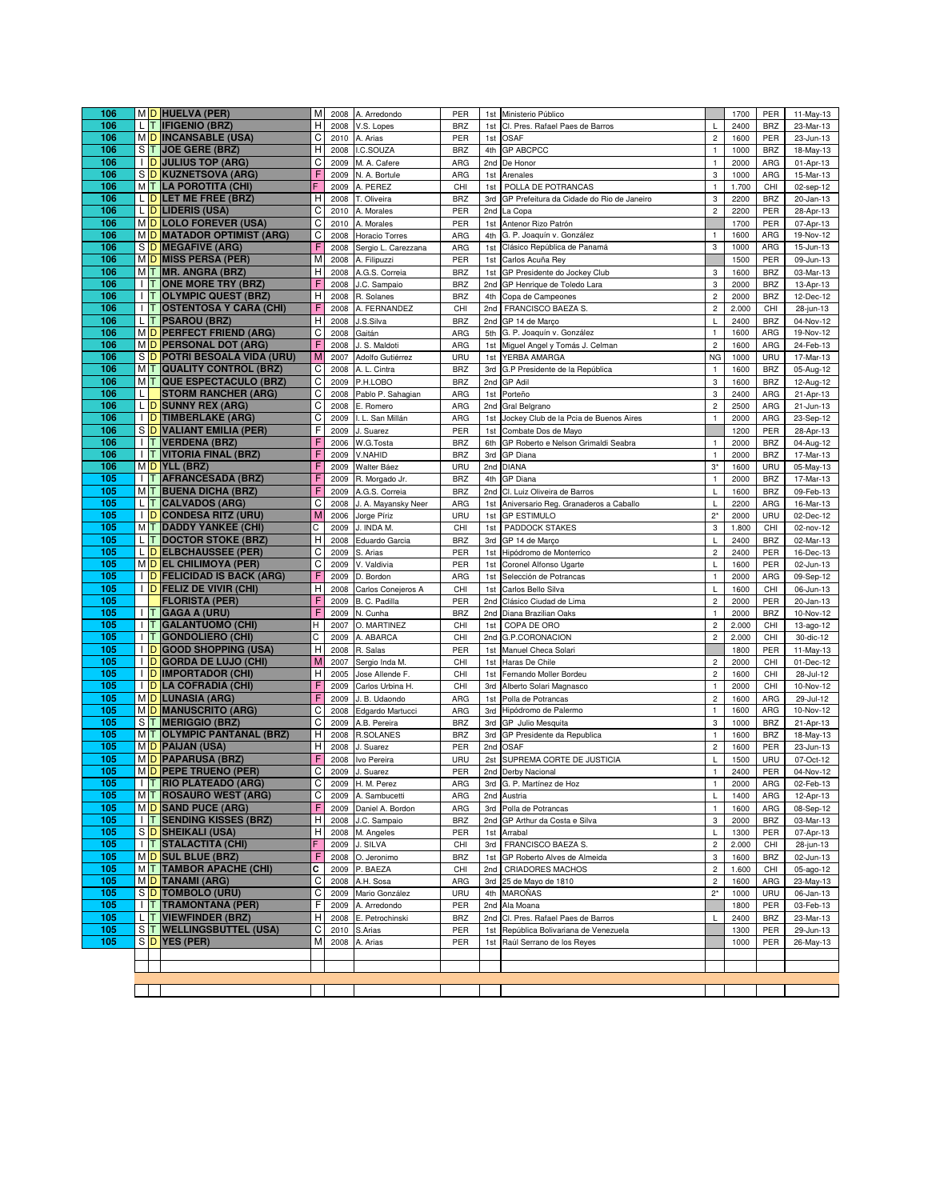| | | | | | | | | | | | | | | |
|---|---|---|---|---|---|---|---|---|---|---|---|---|---|---|
| 106 | M | D | HUELVA (PER) | M | 2008 | A. Arredondo | PER | 1st | Ministerio Público | | 1700 | PER | 11-May-13 |
| 106 | L | T | IFIGENIO (BRZ) | H | 2008 | V.S. Lopes | BRZ | 1st | Cl. Pres. Rafael Paes de Barros | L | 2400 | BRZ | 23-Mar-13 |
| 106 | M | D | INCANSABLE (USA) | C | 2010 | A. Arias | PER | 1st | OSAF | 2 | 1600 | PER | 23-Jun-13 |
| 106 | S | T | JOE GERE (BRZ) | H | 2008 | I.C.SOUZA | BRZ | 4th | GP ABCPCC | 1 | 1000 | BRZ | 18-May-13 |
| 106 | I | D | JULIUS TOP (ARG) | C | 2009 | M. A. Cafere | ARG | 2nd | De Honor | 1 | 2000 | ARG | 01-Apr-13 |
| 106 | S | D | KUZNETSOVA (ARG) | F | 2009 | N. A. Bortule | ARG | 1st | Arenales | 3 | 1000 | ARG | 15-Mar-13 |
| 106 | M | T | LA POROTITA (CHI) | F | 2009 | A. PEREZ | CHI | 1st | POLLA DE POTRANCAS | 1 | 1.700 | CHI | 02-sep-12 |
| 106 | L | D | LET ME FREE (BRZ) | H | 2008 | T. Oliveira | BRZ | 3rd | GP Prefeitura da Cidade do Rio de Janeiro | 3 | 2200 | BRZ | 20-Jan-13 |
| 106 | L | D | LIDERIS (USA) | C | 2010 | A. Morales | PER | 2nd | La Copa | 2 | 2200 | PER | 28-Apr-13 |
| 106 | M | D | LOLO FOREVER (USA) | C | 2010 | A. Morales | PER | 1st | Antenor Rizo Patrón | | 1700 | PER | 07-Apr-13 |
| 106 | M | D | MATADOR OPTIMIST (ARG) | C | 2008 | Horacio Torres | ARG | 4th | G. P. Joaquín v. González | 1 | 1600 | ARG | 19-Nov-12 |
| 106 | S | D | MEGAFIVE (ARG) | F | 2008 | Sergio L. Carezzana | ARG | 1st | Clásico República de Panamá | 3 | 1000 | ARG | 15-Jun-13 |
| 106 | M | D | MISS PERSA (PER) | M | 2008 | A. Filipuzzi | PER | 1st | Carlos Acuña Rey | | 1500 | PER | 09-Jun-13 |
| 106 | M | T | MR. ANGRA (BRZ) | H | 2008 | A.G.S. Correia | BRZ | 1st | GP Presidente do Jockey Club | 3 | 1600 | BRZ | 03-Mar-13 |
| 106 | I | T | ONE MORE TRY (BRZ) | F | 2008 | J.C. Sampaio | BRZ | 2nd | GP Henrique de Toledo Lara | 3 | 2000 | BRZ | 13-Apr-13 |
| 106 | I | T | OLYMPIC QUEST (BRZ) | H | 2008 | R. Solanes | BRZ | 4th | Copa de Campeones | 2 | 2000 | BRZ | 12-Dec-12 |
| 106 | I | T | OSTENTOSA Y CARA (CHI) | F | 2008 | A. FERNANDEZ | CHI | 2nd | FRANCISCO BAEZA S. | 2 | 2.000 | CHI | 28-jun-13 |
| 106 | L | T | PSAROU (BRZ) | H | 2008 | J.S.Silva | BRZ | 2nd | GP 14 de Março | L | 2400 | BRZ | 04-Nov-12 |
| 106 | M | D | PERFECT FRIEND (ARG) | C | 2008 | Gaitán | ARG | 5th | G. P. Joaquín v. González | 1 | 1600 | ARG | 19-Nov-12 |
| 106 | M | D | PERSONAL DOT (ARG) | F | 2008 | J. S. Maldoti | ARG | 1st | Miguel Angel y Tomás J. Celman | 2 | 1600 | ARG | 24-Feb-13 |
| 106 | S | D | POTRI BESOALA VIDA (URU) | M | 2007 | Adolfo Gutiérrez | URU | 1st | YERBA AMARGA | NG | 1000 | URU | 17-Mar-13 |
| 106 | M | T | QUALITY CONTROL (BRZ) | C | 2008 | A. L. Cintra | BRZ | 3rd | G.P Presidente de la República | 1 | 1600 | BRZ | 05-Aug-12 |
| 106 | M | T | QUE ESPECTACULO (BRZ) | C | 2009 | P.H.LOBO | BRZ | 2nd | GP Adil | 3 | 1600 | BRZ | 12-Aug-12 |
| 106 | L | | STORM RANCHER (ARG) | C | 2008 | Pablo P. Sahagian | ARG | 1st | Porteño | 3 | 2400 | ARG | 21-Apr-13 |
| 106 | L | D | SUNNY REX (ARG) | C | 2008 | E. Romero | ARG | 2nd | Gral Belgrano | 2 | 2500 | ARG | 21-Jun-13 |
| 106 | I | D | TIMBERLAKE (ARG) | C | 2009 | I. L. San Millán | ARG | 1st | Jockey Club de la Pcia de Buenos Aires | 1 | 2000 | ARG | 23-Sep-12 |
| 106 | S | D | VALIANT EMILIA (PER) | F | 2009 | J. Suarez | PER | 1st | Combate Dos de Mayo | | 1200 | PER | 28-Apr-13 |
| 106 | I | T | VERDENA (BRZ) | F | 2006 | W.G.Tosta | BRZ | 6th | GP Roberto e Nelson Grimaldi Seabra | 1 | 2000 | BRZ | 04-Aug-12 |
| 106 | I | T | VITORIA FINAL (BRZ) | F | 2009 | V.NAHID | BRZ | 3rd | GP Diana | 1 | 2000 | BRZ | 17-Mar-13 |
| 106 | M | D | YLL (BRZ) | F | 2009 | Walter Báez | URU | 2nd | DIANA | 3* | 1600 | URU | 05-May-13 |
| 105 | I | T | AFRANCESADA (BRZ) | F | 2009 | R. Morgado Jr. | BRZ | 4th | GP Diana | 1 | 2000 | BRZ | 17-Mar-13 |
| 105 | M | T | BUENA DICHA (BRZ) | F | 2009 | A.G.S. Correia | BRZ | 2nd | Cl. Luiz Oliveira de Barros | L | 1600 | BRZ | 09-Feb-13 |
| 105 | L | T | CALVADOS (ARG) | C | 2008 | J. A. Mayansky Neer | ARG | 1st | Aniversario Reg. Granaderos a Caballo | L | 2200 | ARG | 16-Mar-13 |
| 105 | I | D | CONDESA RITZ (URU) | M | 2006 | Jorge Piriz | URU | 1st | GP ESTIMULO | 2* | 2000 | URU | 02-Dec-12 |
| 105 | M | T | DADDY YANKEE (CHI) | C | 2009 | J. INDA M. | CHI | 1st | PADDOCK STAKES | 3 | 1.800 | CHI | 02-nov-12 |
| 105 | L | T | DOCTOR STOKE (BRZ) | H | 2008 | Eduardo Garcia | BRZ | 3rd | GP 14 de Março | L | 2400 | BRZ | 02-Mar-13 |
| 105 | L | D | ELBCHAUSSEE (PER) | C | 2009 | S. Arias | PER | 1st | Hipódromo de Monterrico | 2 | 2400 | PER | 16-Dec-13 |
| 105 | M | D | EL CHILIMOYA (PER) | C | 2009 | V. Valdivia | PER | 1st | Coronel Alfonso Ugarte | L | 1600 | PER | 02-Jun-13 |
| 105 | I | D | FELICIDAD IS BACK (ARG) | F | 2009 | D. Bordon | ARG | 1st | Selección de Potrancas | 1 | 2000 | ARG | 09-Sep-12 |
| 105 | I | D | FELIZ DE VIVIR (CHI) | H | 2008 | Carlos Conejeros A | CHI | 1st | Carlos Bello Silva | L | 1600 | CHI | 06-Jun-13 |
| 105 | | | FLORISTA (PER) | F | 2009 | B. C. Padilla | PER | 2nd | Clásico Ciudad de Lima | 2 | 2000 | PER | 20-Jan-13 |
| 105 | I | T | GAGA A (URU) | F | 2009 | N. Cunha | BRZ | 2nd | Diana Brazilian Oaks | 1 | 2000 | BRZ | 10-Nov-12 |
| 105 | I | T | GALANTUOMO (CHI) | H | 2007 | O. MARTINEZ | CHI | 1st | COPA DE ORO | 2 | 2.000 | CHI | 13-ago-12 |
| 105 | I | T | GONDOLIERO (CHI) | C | 2009 | A. ABARCA | CHI | 2nd | G.P.CORONACION | 2 | 2.000 | CHI | 30-dic-12 |
| 105 | I | D | GOOD SHOPPING (USA) | H | 2008 | R. Salas | PER | 1st | Manuel Checa Solari | | 1800 | PER | 11-May-13 |
| 105 | I | D | GORDA DE LUJO (CHI) | M | 2007 | Sergio Inda M. | CHI | 1st | Haras De Chile | 2 | 2000 | CHI | 01-Dec-12 |
| 105 | I | D | IMPORTADOR (CHI) | H | 2005 | Jose Allende F. | CHI | 1st | Fernando Moller Bordeu | 2 | 1600 | CHI | 28-Jul-12 |
| 105 | I | D | LA COFRADIA (CHI) | F | 2009 | Carlos Urbina H. | CHI | 3rd | Alberto Solari Magnasco | 1 | 2000 | CHI | 10-Nov-12 |
| 105 | M | D | LUNASIA (ARG) | F | 2009 | J. B. Udaondo | ARG | 1st | Polla de Potrancas | 2 | 1600 | ARG | 29-Jul-12 |
| 105 | M | D | MANUSCRITO (ARG) | C | 2008 | Edgardo Martucci | ARG | 3rd | Hipódromo de Palermo | 1 | 1600 | ARG | 10-Nov-12 |
| 105 | S | T | MERIGGIO (BRZ) | C | 2009 | A.B. Pereira | BRZ | 3rd | GP Julio Mesquita | 3 | 1000 | BRZ | 21-Apr-13 |
| 105 | M | T | OLYMPIC PANTANAL (BRZ) | H | 2008 | R.SOLANES | BRZ | 3rd | GP Presidente da Republica | 1 | 1600 | BRZ | 18-May-13 |
| 105 | M | D | PAIJAN (USA) | H | 2008 | J. Suarez | PER | 2nd | OSAF | 2 | 1600 | PER | 23-Jun-13 |
| 105 | M | D | PAPARUSA (BRZ) | F | 2008 | Ivo Pereira | URU | 2st | SUPREMA CORTE DE JUSTICIA | L | 1500 | URU | 07-Oct-12 |
| 105 | M | D | PEPE TRUENO (PER) | C | 2009 | J. Suarez | PER | 2nd | Derby Nacional | 1 | 2400 | PER | 04-Nov-12 |
| 105 | I | T | RIO PLATEADO (ARG) | C | 2009 | H. M. Perez | ARG | 3rd | G. P. Martinez de Hoz | 1 | 2000 | ARG | 02-Feb-13 |
| 105 | M | T | ROSAURO WEST (ARG) | C | 2009 | A. Sambucetti | ARG | 2nd | Austria | L | 1400 | ARG | 12-Apr-13 |
| 105 | M | D | SAND PUCE (ARG) | F | 2009 | Daniel A. Bordon | ARG | 3rd | Polla de Potrancas | 1 | 1600 | ARG | 08-Sep-12 |
| 105 | I | T | SENDING KISSES (BRZ) | H | 2008 | J.C. Sampaio | BRZ | 2nd | GP Arthur da Costa e Silva | 3 | 2000 | BRZ | 03-Mar-13 |
| 105 | S | D | SHEIKALI (USA) | H | 2008 | M. Angeles | PER | 1st | Arrabal | L | 1300 | PER | 07-Apr-13 |
| 105 | I | T | STALACTITA (CHI) | F | 2009 | J. SILVA | CHI | 3rd | FRANCISCO BAEZA S. | 2 | 2.000 | CHI | 28-jun-13 |
| 105 | M | D | SUL BLUE (BRZ) | F | 2008 | O. Jeronimo | BRZ | 1st | GP Roberto Alves de Almeida | 3 | 1600 | BRZ | 02-Jun-13 |
| 105 | M | T | TAMBOR APACHE (CHI) | C | 2009 | P. BAEZA | CHI | 2nd | CRIADORES MACHOS | 2 | 1.600 | CHI | 05-ago-12 |
| 105 | M | D | TANAMI (ARG) | C | 2008 | A.H. Sosa | ARG | 3rd | 25 de Mayo de 1810 | 2 | 1600 | ARG | 23-May-13 |
| 105 | S | D | TOMBOLO (URU) | C | 2009 | Mario González | URU | 4th | MAROÑAS | 2* | 1000 | URU | 06-Jan-13 |
| 105 | I | T | TRAMONTANA (PER) | F | 2009 | A. Arredondo | PER | 2nd | Ala Moana | | 1800 | PER | 03-Feb-13 |
| 105 | L | T | VIEWFINDER (BRZ) | H | 2008 | E. Petrochinski | BRZ | 2nd | Cl. Pres. Rafael Paes de Barros | L | 2400 | BRZ | 23-Mar-13 |
| 105 | S | T | WELLINGSBUTTEL (USA) | C | 2010 | S.Arias | PER | 1st | República Bolivariana de Venezuela | | 1300 | PER | 29-Jun-13 |
| 105 | S | D | YES (PER) | M | 2008 | A. Arias | PER | 1st | Raúl Serrano de los Reyes | | 1000 | PER | 26-May-13 |